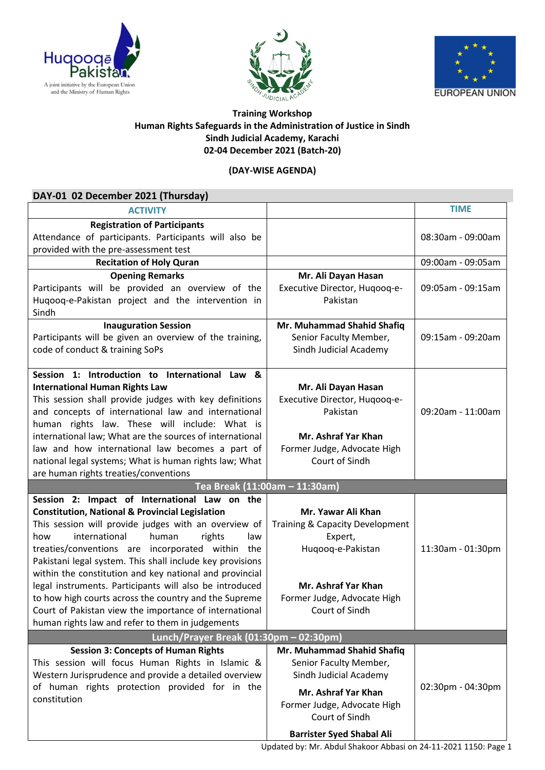**Training Workshop**
**Human Rights Safeguards in the Administration of Justice in Sindh**
**Sindh Judicial Academy, Karachi**
**02-04 December 2021 (Batch-20)**

**(DAY-WISE AGENDA)**

## DAY-01 02 December 2021 (Thursday)

| ACTIVITY | | TIME |
|---|---|---|
| **Registration of Participants**<br>Attendance of participants. Participants will also be provided with the pre-assessment test | | 08:30am - 09:00am |
| **Recitation of Holy Quran** | | 09:00am - 09:05am |
| **Opening Remarks**<br>Participants will be provided an overview of the Huqooq-e-Pakistan project and the intervention in Sindh | **Mr. Ali Dayan Hasan**<br>Executive Director, Huqooq-e-Pakistan | 09:05am - 09:15am |
| **Inauguration Session**<br>Participants will be given an overview of the training, code of conduct & training SoPs | **Mr. Muhammad Shahid Shafiq**<br>Senior Faculty Member, Sindh Judicial Academy | 09:15am - 09:20am |
| **Session 1: Introduction to International Law & International Human Rights Law**<br>This session shall provide judges with key definitions and concepts of international law and international human rights law. These will include: What is international law; What are the sources of international law and how international law becomes a part of national legal systems; What is human rights law; What are human rights treaties/conventions | **Mr. Ali Dayan Hasan**<br>Executive Director, Huqooq-e-Pakistan<br><br>**Mr. Ashraf Yar Khan**<br>Former Judge, Advocate High Court of Sindh | 09:20am - 11:00am |
| **Tea Break (11:00am – 11:30am)** | | |
| **Session 2: Impact of International Law on the Constitution, National & Provincial Legislation**<br>This session will provide judges with an overview of how international human rights law treaties/conventions are incorporated within the Pakistani legal system. This shall include key provisions within the constitution and key national and provincial legal instruments. Participants will also be introduced to how high courts across the country and the Supreme Court of Pakistan view the importance of international human rights law and refer to them in judgements | **Mr. Yawar Ali Khan**<br>Training & Capacity Development Expert, Huqooq-e-Pakistan<br><br>**Mr. Ashraf Yar Khan**<br>Former Judge, Advocate High Court of Sindh | 11:30am - 01:30pm |
| **Lunch/Prayer Break (01:30pm – 02:30pm)** | | |
| **Session 3: Concepts of Human Rights**<br>This session will focus Human Rights in Islamic & Western Jurisprudence and provide a detailed overview of human rights protection provided for in the constitution | **Mr. Muhammad Shahid Shafiq**<br>Senior Faculty Member, Sindh Judicial Academy<br><br>**Mr. Ashraf Yar Khan**<br>Former Judge, Advocate High Court of Sindh<br><br>**Barrister Syed Shabal Ali** | 02:30pm - 04:30pm |

Updated by: Mr. Abdul Shakoor Abbasi on 24-11-2021 1150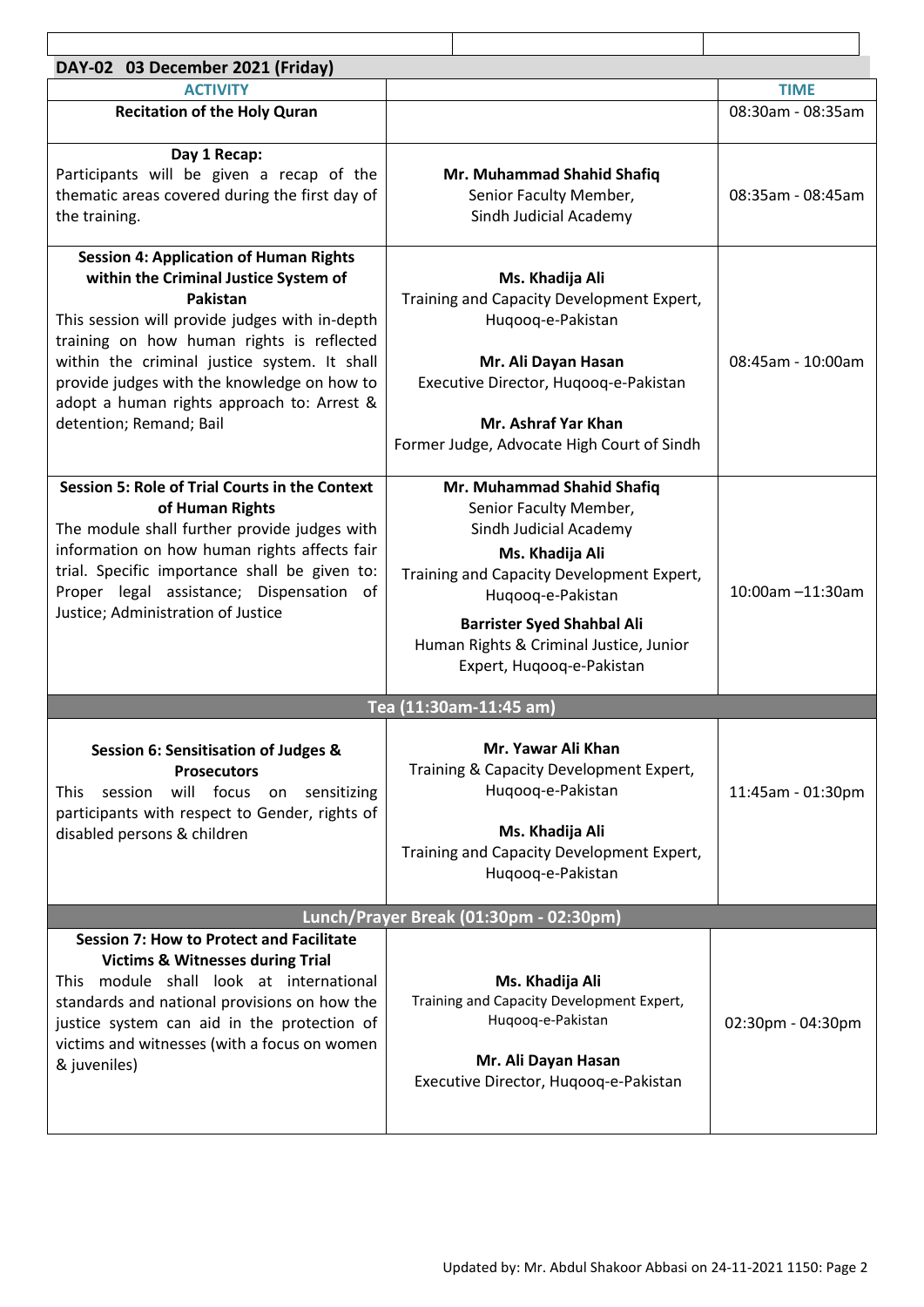## DAY-02 03 December 2021 (Friday)

| ACTIVITY | | TIME |
|---|---|---|
| **Recitation of the Holy Quran** | | 08:30am - 08:35am |
| **Day 1 Recap:** Participants will be given a recap of the thematic areas covered during the first day of the training. | **Mr. Muhammad Shahid Shafiq** Senior Faculty Member, Sindh Judicial Academy | 08:35am - 08:45am |
| **Session 4: Application of Human Rights within the Criminal Justice System of Pakistan** This session will provide judges with in-depth training on how human rights is reflected within the criminal justice system. It shall provide judges with the knowledge on how to adopt a human rights approach to: Arrest & detention; Remand; Bail | **Ms. Khadija Ali** Training and Capacity Development Expert, Huqooq-e-Pakistan **Mr. Ali Dayan Hasan** Executive Director, Huqooq-e-Pakistan **Mr. Ashraf Yar Khan** Former Judge, Advocate High Court of Sindh | 08:45am - 10:00am |
| **Session 5: Role of Trial Courts in the Context of Human Rights** The module shall further provide judges with information on how human rights affects fair trial. Specific importance shall be given to: Proper legal assistance; Dispensation of Justice; Administration of Justice | **Mr. Muhammad Shahid Shafiq** Senior Faculty Member, Sindh Judicial Academy **Ms. Khadija Ali** Training and Capacity Development Expert, Huqooq-e-Pakistan **Barrister Syed Shahbal Ali** Human Rights & Criminal Justice, Junior Expert, Huqooq-e-Pakistan | 10:00am –11:30am |
| **Tea (11:30am-11:45 am)** | | |
| **Session 6: Sensitisation of Judges & Prosecutors** This session will focus on sensitizing participants with respect to Gender, rights of disabled persons & children | **Mr. Yawar Ali Khan** Training & Capacity Development Expert, Huqooq-e-Pakistan **Ms. Khadija Ali** Training and Capacity Development Expert, Huqooq-e-Pakistan | 11:45am - 01:30pm |
| **Lunch/Prayer Break (01:30pm - 02:30pm)** | | |
| **Session 7: How to Protect and Facilitate Victims & Witnesses during Trial** This module shall look at international standards and national provisions on how the justice system can aid in the protection of victims and witnesses (with a focus on women & juveniles) | **Ms. Khadija Ali** Training and Capacity Development Expert, Huqooq-e-Pakistan **Mr. Ali Dayan Hasan** Executive Director, Huqooq-e-Pakistan | 02:30pm - 04:30pm |

Updated by: Mr. Abdul Shakoor Abbasi on 24-11-2021 1150: Page 2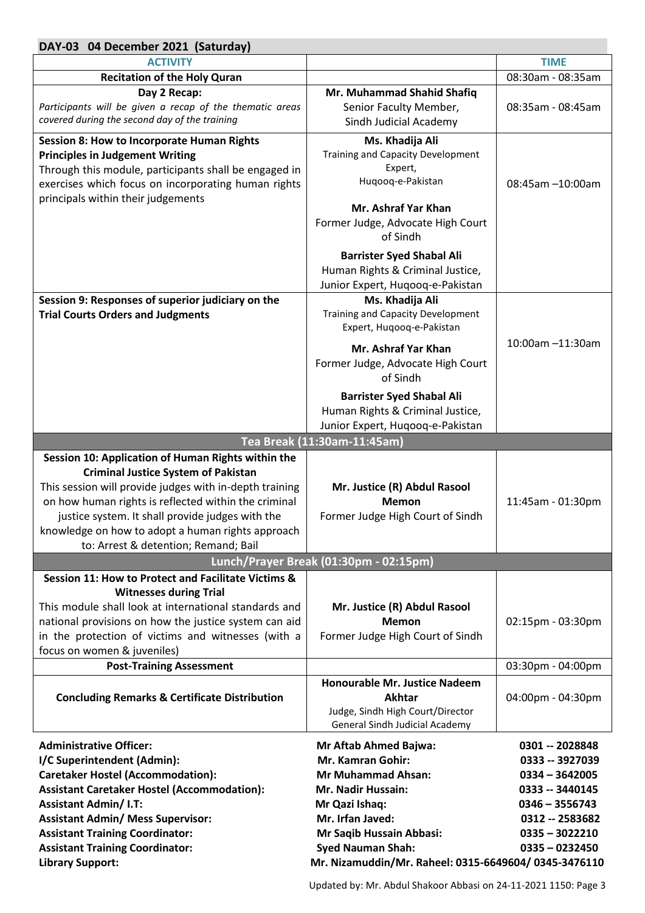## DAY-03 04 December 2021 (Saturday)

| ACTIVITY | | TIME |
|---|---|---|
| **Recitation of the Holy Quran** | | 08:30am - 08:35am |
| **Day 2 Recap:** *Participants will be given a recap of the thematic areas covered during the second day of the training* | **Mr. Muhammad Shahid Shafiq** Senior Faculty Member, Sindh Judicial Academy | 08:35am - 08:45am |
| **Session 8: How to Incorporate Human Rights Principles in Judgement Writing** Through this module, participants shall be engaged in exercises which focus on incorporating human rights principals within their judgements | **Ms. Khadija Ali** Training and Capacity Development Expert, Huqooq-e-Pakistan **Mr. Ashraf Yar Khan** Former Judge, Advocate High Court of Sindh **Barrister Syed Shabal Ali** Human Rights & Criminal Justice, Junior Expert, Huqooq-e-Pakistan | 08:45am –10:00am |
| **Session 9: Responses of superior judiciary on the Trial Courts Orders and Judgments** | **Ms. Khadija Ali** Training and Capacity Development Expert, Huqooq-e-Pakistan **Mr. Ashraf Yar Khan** Former Judge, Advocate High Court of Sindh **Barrister Syed Shabal Ali** Human Rights & Criminal Justice, Junior Expert, Huqooq-e-Pakistan | 10:00am –11:30am |
| **Tea Break (11:30am-11:45am)** | | |
| **Session 10: Application of Human Rights within the Criminal Justice System of Pakistan** This session will provide judges with in-depth training on how human rights is reflected within the criminal justice system. It shall provide judges with the knowledge on how to adopt a human rights approach to: Arrest & detention; Remand; Bail | **Mr. Justice (R) Abdul Rasool Memon** Former Judge High Court of Sindh | 11:45am - 01:30pm |
| **Lunch/Prayer Break (01:30pm - 02:15pm)** | | |
| **Session 11: How to Protect and Facilitate Victims & Witnesses during Trial** This module shall look at international standards and national provisions on how the justice system can aid in the protection of victims and witnesses (with a focus on women & juveniles) | **Mr. Justice (R) Abdul Rasool Memon** Former Judge High Court of Sindh | 02:15pm - 03:30pm |
| **Post-Training Assessment** | | 03:30pm - 04:00pm |
| **Concluding Remarks & Certificate Distribution** | **Honourable Mr. Justice Nadeem Akhtar** Judge, Sindh High Court/Director General Sindh Judicial Academy | 04:00pm - 04:30pm |

| | | |
|---|---|---|
| **Administrative Officer:** | **Mr Aftab Ahmed Bajwa:** | **0301 -- 2028848** |
| **I/C Superintendent (Admin):** | **Mr. Kamran Gohir:** | **0333 -- 3927039** |
| **Caretaker Hostel (Accommodation):** | **Mr Muhammad Ahsan:** | **0334 – 3642005** |
| **Assistant Caretaker Hostel (Accommodation):** | **Mr. Nadir Hussain:** | **0333 -- 3440145** |
| **Assistant Admin/ I.T:** | **Mr Qazi Ishaq:** | **0346 – 3556743** |
| **Assistant Admin/ Mess Supervisor:** | **Mr. Irfan Javed:** | **0312 -- 2583682** |
| **Assistant Training Coordinator:** | **Mr Saqib Hussain Abbasi:** | **0335 – 3022210** |
| **Assistant Training Coordinator:** | **Syed Nauman Shah:** | **0335 – 0232450** |
| **Library Support:** | **Mr. Nizamuddin/Mr. Raheel: 0315-6649604/ 0345-3476110** | |

Updated by: Mr. Abdul Shakoor Abbasi on 24-11-2021 1150: Page 3